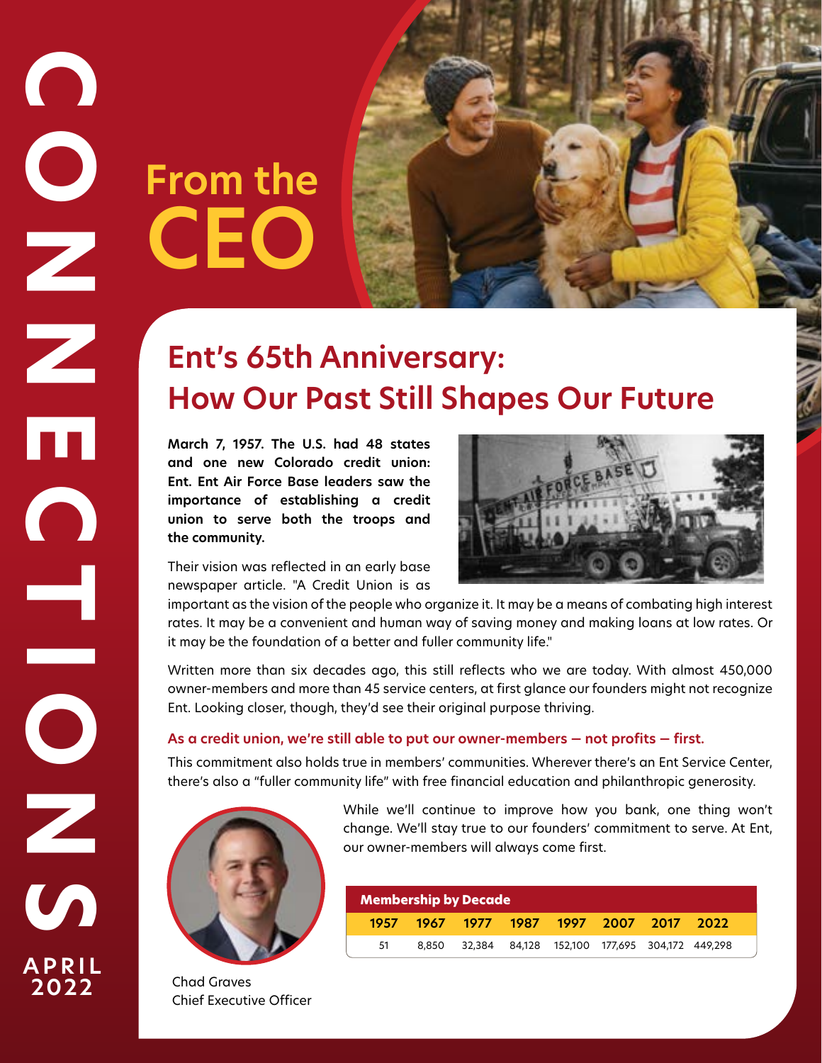CONNECTIONS

APRIL 2022

# From the CEO

## Ent's 65th Anniversary: How Our Past Still Shapes Our Future

**March 7, 1957. The U.S. had 48 states and one new Colorado credit union: Ent. Ent Air Force Base leaders saw the importance of establishing a credit union to serve both the troops and the community.**

Their vision was reflected in an early base newspaper article. "A Credit Union is as important as the vision of the people who organize it. It may be a means of combating high interest rates. It may be a convenient and human way of saving money and making loans at low rates. Or it may be the foundation of a better and fuller community life."

Written more than six decades ago, this still reflects who we are today. With almost 450,000 owner-members and more than 45 service centers, at first glance our founders might not recognize Ent. Looking closer, though, they'd see their original purpose thriving.

**As a credit union, we're still able to put our owner-members — not profits — first.**

This commitment also holds true in members' communities. Wherever there's an Ent Service Center, there's also a "fuller community life" with free financial education and philanthropic generosity.

While we'll continue to improve how you bank, one thing won't change. We'll stay true to our founders' commitment to serve. At Ent, our owner-members will always come first.

Chad Graves
Chief Executive Officer

**Membership by Decade**

| 1957 | 1967 | 1977 | 1987 | 1997 | 2007 | 2017 | 2022 |
|---|---|---|---|---|---|---|---|
| 51 | 8,850 | 32,384 | 84,128 | 152,100 | 177,695 | 304,172 | 449,298 |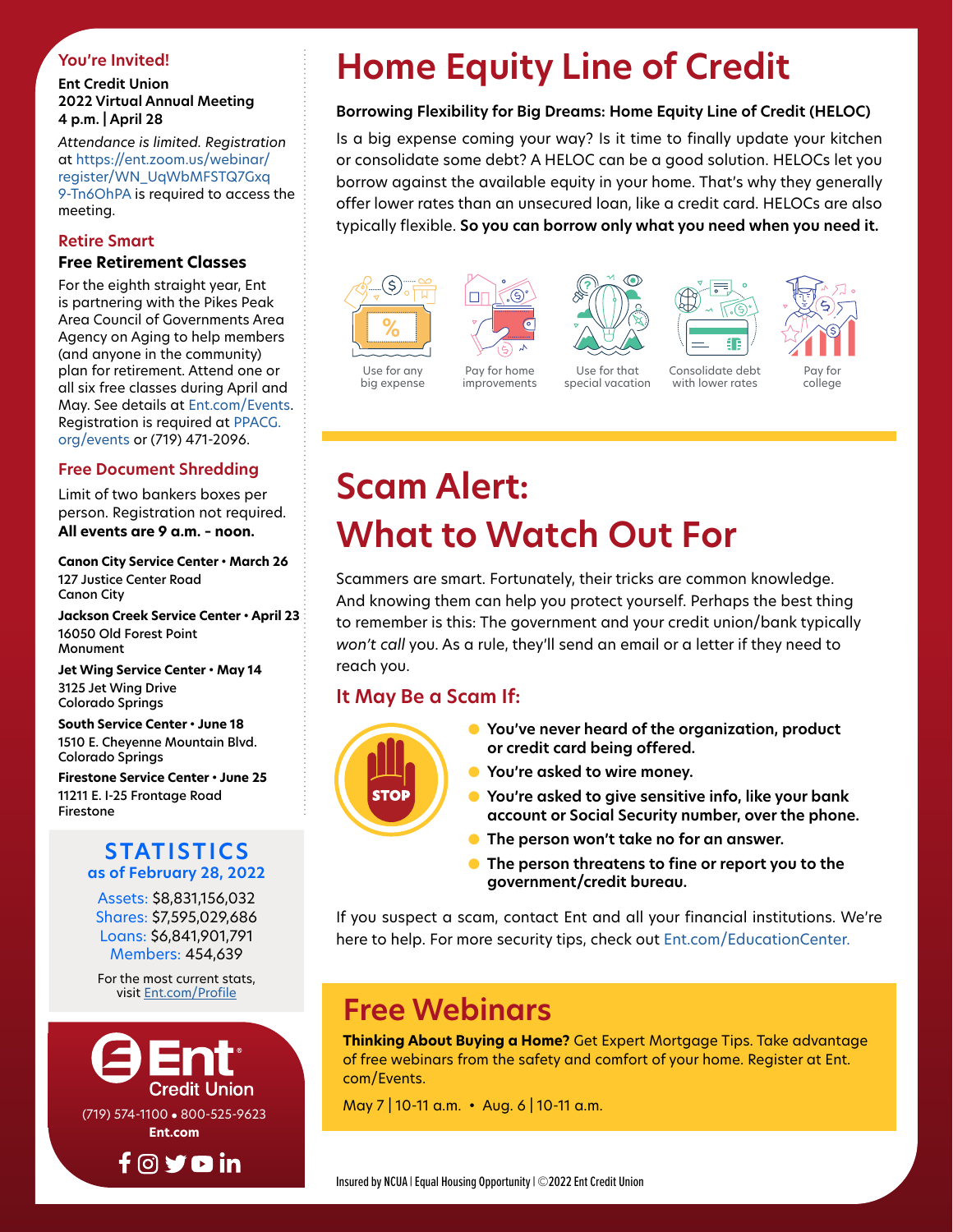## You're Invited!

**Ent Credit Union**
**2022 Virtual Annual Meeting**
**4 p.m. | April 28**

*Attendance is limited. Registration* at https://ent.zoom.us/webinar/register/WN_UqWbMFSTQ7Gxq9-Tn6OhPA is required to access the meeting.

## Retire Smart

### Free Retirement Classes

For the eighth straight year, Ent is partnering with the Pikes Peak Area Council of Governments Area Agency on Aging to help members (and anyone in the community) plan for retirement. Attend one or all six free classes during April and May. See details at Ent.com/Events. Registration is required at PPACG.org/events or (719) 471-2096.

## Free Document Shredding

Limit of two bankers boxes per person. Registration not required. **All events are 9 a.m. - noon.**

**Canon City Service Center • March 26**
127 Justice Center Road
Canon City

**Jackson Creek Service Center • April 23**
16050 Old Forest Point
Monument

**Jet Wing Service Center • May 14**
3125 Jet Wing Drive
Colorado Springs

**South Service Center • June 18**
1510 E. Cheyenne Mountain Blvd.
Colorado Springs

**Firestone Service Center • June 25**
11211 E. I-25 Frontage Road
Firestone

## STATISTICS
### as of February 28, 2022

Assets: $8,831,156,032
Shares: $7,595,029,686
Loans: $6,841,901,791
Members: 454,639

For the most current stats, visit Ent.com/Profile

Ent Credit Union
(719) 574-1100 • 800-525-9623
**Ent.com**

# Home Equity Line of Credit

**Borrowing Flexibility for Big Dreams: Home Equity Line of Credit (HELOC)**

Is a big expense coming your way? Is it time to finally update your kitchen or consolidate some debt? A HELOC can be a good solution. HELOCs let you borrow against the available equity in your home. That's why they generally offer lower rates than an unsecured loan, like a credit card. HELOCs are also typically flexible. **So you can borrow only what you need when you need it.**

Use for any big expense
Pay for home improvements
Use for that special vacation
Consolidate debt with lower rates
Pay for college

# Scam Alert: What to Watch Out For

Scammers are smart. Fortunately, their tricks are common knowledge. And knowing them can help you protect yourself. Perhaps the best thing to remember is this: The government and your credit union/bank typically *won't call* you. As a rule, they'll send an email or a letter if they need to reach you.

## It May Be a Scam If:

- **You've never heard of the organization, product or credit card being offered.**
- **You're asked to wire money.**
- **You're asked to give sensitive info, like your bank account or Social Security number, over the phone.**
- **The person won't take no for an answer.**
- **The person threatens to fine or report you to the government/credit bureau.**

If you suspect a scam, contact Ent and all your financial institutions. We're here to help. For more security tips, check out Ent.com/EducationCenter.

## Free Webinars

**Thinking About Buying a Home?** Get Expert Mortgage Tips. Take advantage of free webinars from the safety and comfort of your home. Register at Ent.com/Events.

May 7 | 10-11 a.m. • Aug. 6 | 10-11 a.m.

Insured by NCUA | Equal Housing Opportunity | ©2022 Ent Credit Union